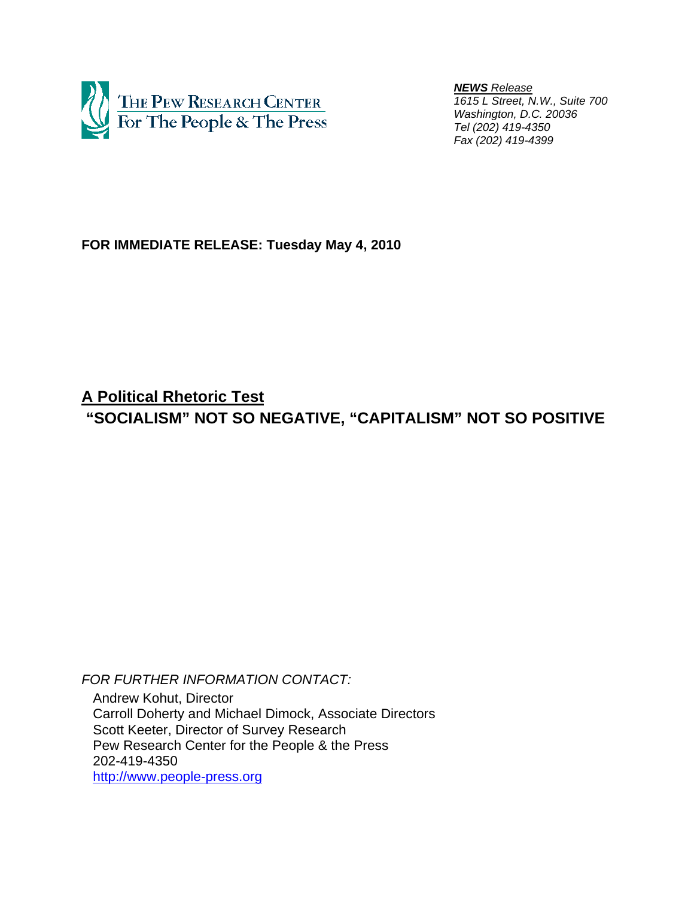THE PEW RESEARCH CENTER
For The People & The Press

***NEWS* Release**
*1615 L Street, N.W., Suite 700*
*Washington, D.C. 20036*
*Tel (202) 419-4350*
*Fax (202) 419-4399*

**FOR IMMEDIATE RELEASE: Tuesday May 4, 2010**

# A Political Rhetoric Test

# "SOCIALISM" NOT SO NEGATIVE, "CAPITALISM" NOT SO POSITIVE

*FOR FURTHER INFORMATION CONTACT:*

Andrew Kohut, Director
Carroll Doherty and Michael Dimock, Associate Directors
Scott Keeter, Director of Survey Research
Pew Research Center for the People & the Press
202-419-4350
http://www.people-press.org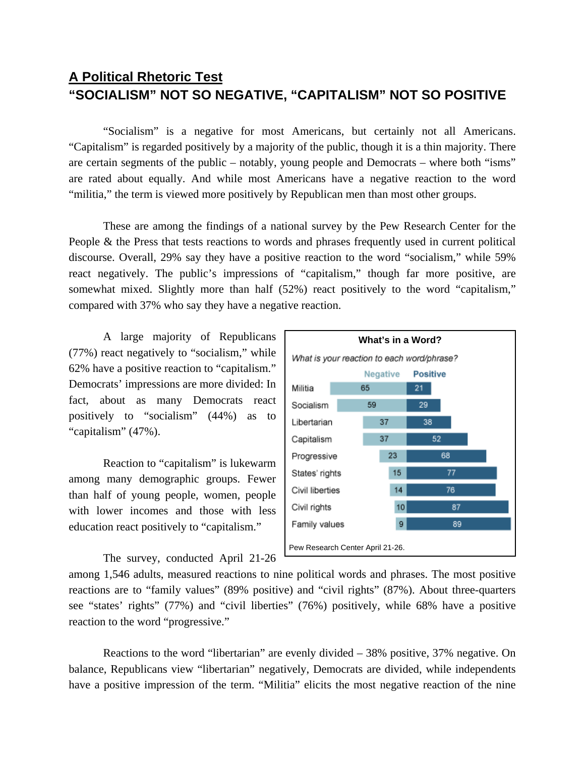## A Political Rhetoric Test

## "SOCIALISM" NOT SO NEGATIVE, "CAPITALISM" NOT SO POSITIVE

"Socialism" is a negative for most Americans, but certainly not all Americans. "Capitalism" is regarded positively by a majority of the public, though it is a thin majority. There are certain segments of the public – notably, young people and Democrats – where both "isms" are rated about equally. And while most Americans have a negative reaction to the word "militia," the term is viewed more positively by Republican men than most other groups.

These are among the findings of a national survey by the Pew Research Center for the People & the Press that tests reactions to words and phrases frequently used in current political discourse. Overall, 29% say they have a positive reaction to the word "socialism," while 59% react negatively. The public's impressions of "capitalism," though far more positive, are somewhat mixed. Slightly more than half (52%) react positively to the word "capitalism," compared with 37% who say they have a negative reaction.

A large majority of Republicans (77%) react negatively to "socialism," while 62% have a positive reaction to "capitalism." Democrats' impressions are more divided: In fact, about as many Democrats react positively to "socialism" (44%) as to "capitalism" (47%).

Reaction to "capitalism" is lukewarm among many demographic groups. Fewer than half of young people, women, people with lower incomes and those with less education react positively to "capitalism."

**What's in a Word?**

*What is your reaction to each word/phrase?*

| | Negative | Positive |
|---|---|---|
| Militia | 65 | 21 |
| Socialism | 59 | 29 |
| Libertarian | 37 | 38 |
| Capitalism | 37 | 52 |
| Progressive | 23 | 68 |
| States' rights | 15 | 77 |
| Civil liberties | 14 | 76 |
| Civil rights | 10 | 87 |
| Family values | 9 | 89 |

Pew Research Center April 21-26.

The survey, conducted April 21-26 among 1,546 adults, measured reactions to nine political words and phrases. The most positive reactions are to "family values" (89% positive) and "civil rights" (87%). About three-quarters see "states' rights" (77%) and "civil liberties" (76%) positively, while 68% have a positive reaction to the word "progressive."

Reactions to the word "libertarian" are evenly divided – 38% positive, 37% negative. On balance, Republicans view "libertarian" negatively, Democrats are divided, while independents have a positive impression of the term. "Militia" elicits the most negative reaction of the nine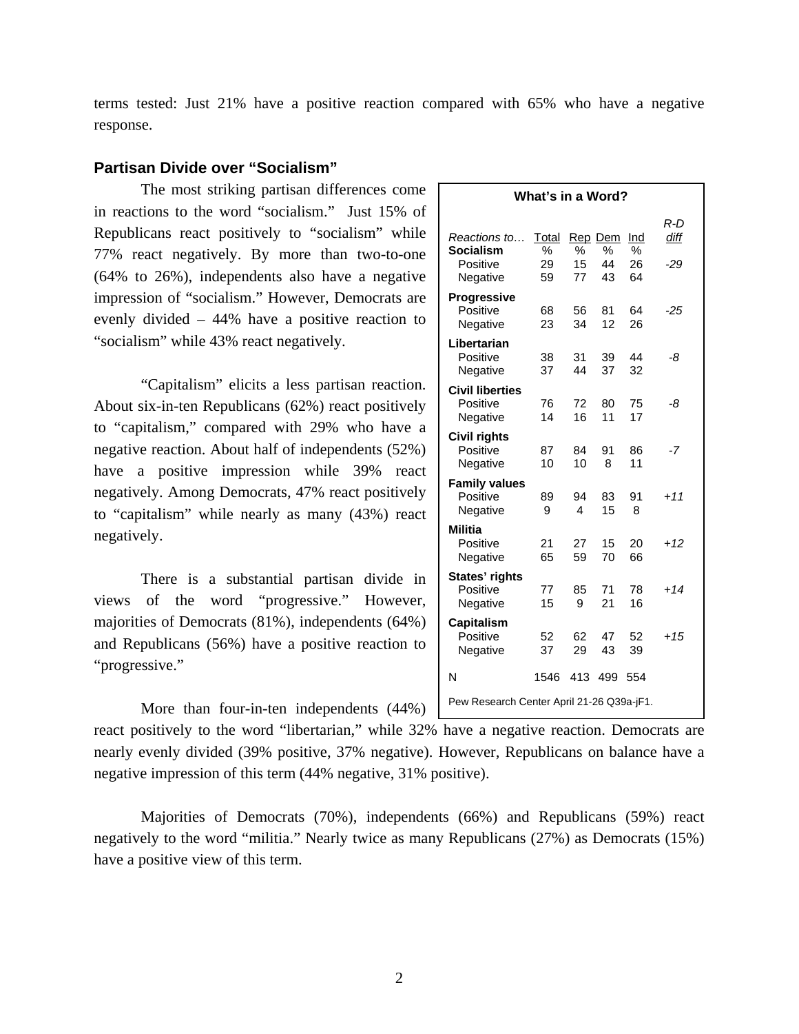terms tested: Just 21% have a positive reaction compared with 65% who have a negative response.

### Partisan Divide over "Socialism"

The most striking partisan differences come in reactions to the word "socialism." Just 15% of Republicans react positively to "socialism" while 77% react negatively. By more than two-to-one (64% to 26%), independents also have a negative impression of "socialism." However, Democrats are evenly divided – 44% have a positive reaction to "socialism" while 43% react negatively.

**What's in a Word?**

| *Reactions to…* | Total | Rep | Dem | Ind | *R-D diff* |
|---|---|---|---|---|---|
| **Socialism** | % | % | % | % | |
| Positive | 29 | 15 | 44 | 26 | *-29* |
| Negative | 59 | 77 | 43 | 64 | |
| **Progressive** | | | | | |
| Positive | 68 | 56 | 81 | 64 | *-25* |
| Negative | 23 | 34 | 12 | 26 | |
| **Libertarian** | | | | | |
| Positive | 38 | 31 | 39 | 44 | *-8* |
| Negative | 37 | 44 | 37 | 32 | |
| **Civil liberties** | | | | | |
| Positive | 76 | 72 | 80 | 75 | *-8* |
| Negative | 14 | 16 | 11 | 17 | |
| **Civil rights** | | | | | |
| Positive | 87 | 84 | 91 | 86 | *-7* |
| Negative | 10 | 10 | 8 | 11 | |
| **Family values** | | | | | |
| Positive | 89 | 94 | 83 | 91 | *+11* |
| Negative | 9 | 4 | 15 | 8 | |
| **Militia** | | | | | |
| Positive | 21 | 27 | 15 | 20 | *+12* |
| Negative | 65 | 59 | 70 | 66 | |
| **States' rights** | | | | | |
| Positive | 77 | 85 | 71 | 78 | *+14* |
| Negative | 15 | 9 | 21 | 16 | |
| **Capitalism** | | | | | |
| Positive | 52 | 62 | 47 | 52 | *+15* |
| Negative | 37 | 29 | 43 | 39 | |
| N | 1546 | 413 | 499 | 554 | |

Pew Research Center April 21-26 Q39a-jF1.

"Capitalism" elicits a less partisan reaction. About six-in-ten Republicans (62%) react positively to "capitalism," compared with 29% who have a negative reaction. About half of independents (52%) have a positive impression while 39% react negatively. Among Democrats, 47% react positively to "capitalism" while nearly as many (43%) react negatively.

There is a substantial partisan divide in views of the word "progressive." However, majorities of Democrats (81%), independents (64%) and Republicans (56%) have a positive reaction to "progressive."

More than four-in-ten independents (44%) react positively to the word "libertarian," while 32% have a negative reaction. Democrats are nearly evenly divided (39% positive, 37% negative). However, Republicans on balance have a negative impression of this term (44% negative, 31% positive).

Majorities of Democrats (70%), independents (66%) and Republicans (59%) react negatively to the word "militia." Nearly twice as many Republicans (27%) as Democrats (15%) have a positive view of this term.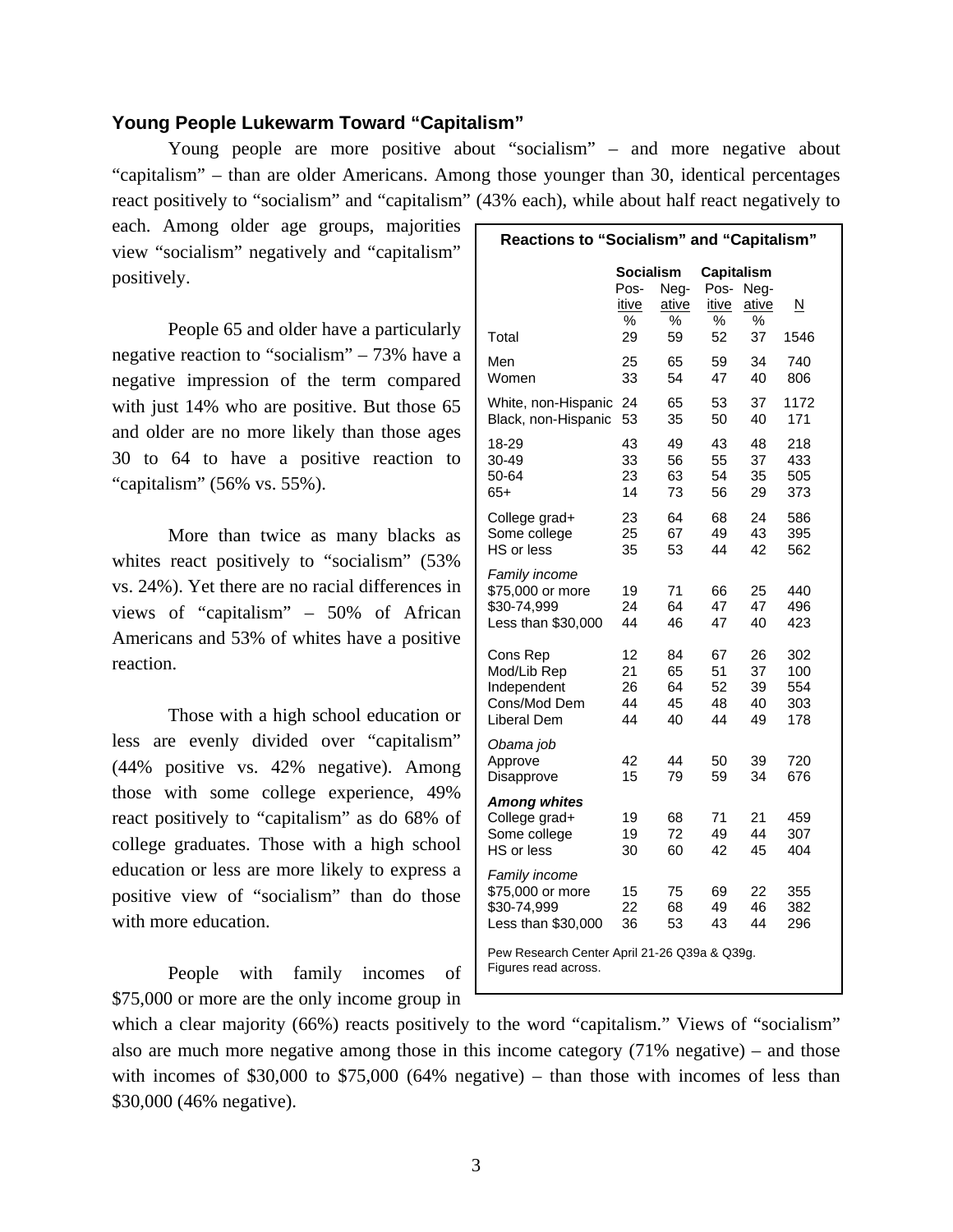### Young People Lukewarm Toward "Capitalism"

Young people are more positive about "socialism" – and more negative about "capitalism" – than are older Americans. Among those younger than 30, identical percentages react positively to "socialism" and "capitalism" (43% each), while about half react negatively to each. Among older age groups, majorities view "socialism" negatively and "capitalism" positively.

People 65 and older have a particularly negative reaction to "socialism" – 73% have a negative impression of the term compared with just 14% who are positive. But those 65 and older are no more likely than those ages 30 to 64 to have a positive reaction to "capitalism" (56% vs. 55%).

More than twice as many blacks as whites react positively to "socialism" (53% vs. 24%). Yet there are no racial differences in views of "capitalism" – 50% of African Americans and 53% of whites have a positive reaction.

Those with a high school education or less are evenly divided over "capitalism" (44% positive vs. 42% negative). Among those with some college experience, 49% react positively to "capitalism" as do 68% of college graduates. Those with a high school education or less are more likely to express a positive view of "socialism" than do those with more education.

People with family incomes of $75,000 or more are the only income group in which a clear majority (66%) reacts positively to the word "capitalism." Views of "socialism" also are much more negative among those in this income category (71% negative) – and those with incomes of $30,000 to $75,000 (64% negative) – than those with incomes of less than $30,000 (46% negative).

**Reactions to "Socialism" and "Capitalism"**

| | Socialism | | Capitalism | | |
|---|---|---|---|---|---|
| | Positive | Negative | Positive | Negative | N |
| | % | % | % | % | |
| Total | 29 | 59 | 52 | 37 | 1546 |
| Men | 25 | 65 | 59 | 34 | 740 |
| Women | 33 | 54 | 47 | 40 | 806 |
| White, non-Hispanic | 24 | 65 | 53 | 37 | 1172 |
| Black, non-Hispanic | 53 | 35 | 50 | 40 | 171 |
| 18-29 | 43 | 49 | 43 | 48 | 218 |
| 30-49 | 33 | 56 | 55 | 37 | 433 |
| 50-64 | 23 | 63 | 54 | 35 | 505 |
| 65+ | 14 | 73 | 56 | 29 | 373 |
| College grad+ | 23 | 64 | 68 | 24 | 586 |
| Some college | 25 | 67 | 49 | 43 | 395 |
| HS or less | 35 | 53 | 44 | 42 | 562 |
| *Family income* | | | | | |
| $75,000 or more | 19 | 71 | 66 | 25 | 440 |
| $30-74,999 | 24 | 64 | 47 | 47 | 496 |
| Less than $30,000 | 44 | 46 | 47 | 40 | 423 |
| Cons Rep | 12 | 84 | 67 | 26 | 302 |
| Mod/Lib Rep | 21 | 65 | 51 | 37 | 100 |
| Independent | 26 | 64 | 52 | 39 | 554 |
| Cons/Mod Dem | 44 | 45 | 48 | 40 | 303 |
| Liberal Dem | 44 | 40 | 44 | 49 | 178 |
| *Obama job* | | | | | |
| Approve | 42 | 44 | 50 | 39 | 720 |
| Disapprove | 15 | 79 | 59 | 34 | 676 |
| ***Among whites*** | | | | | |
| College grad+ | 19 | 68 | 71 | 21 | 459 |
| Some college | 19 | 72 | 49 | 44 | 307 |
| HS or less | 30 | 60 | 42 | 45 | 404 |
| *Family income* | | | | | |
| $75,000 or more | 15 | 75 | 69 | 22 | 355 |
| $30-74,999 | 22 | 68 | 49 | 46 | 382 |
| Less than $30,000 | 36 | 53 | 43 | 44 | 296 |

Pew Research Center April 21-26 Q39a & Q39g. Figures read across.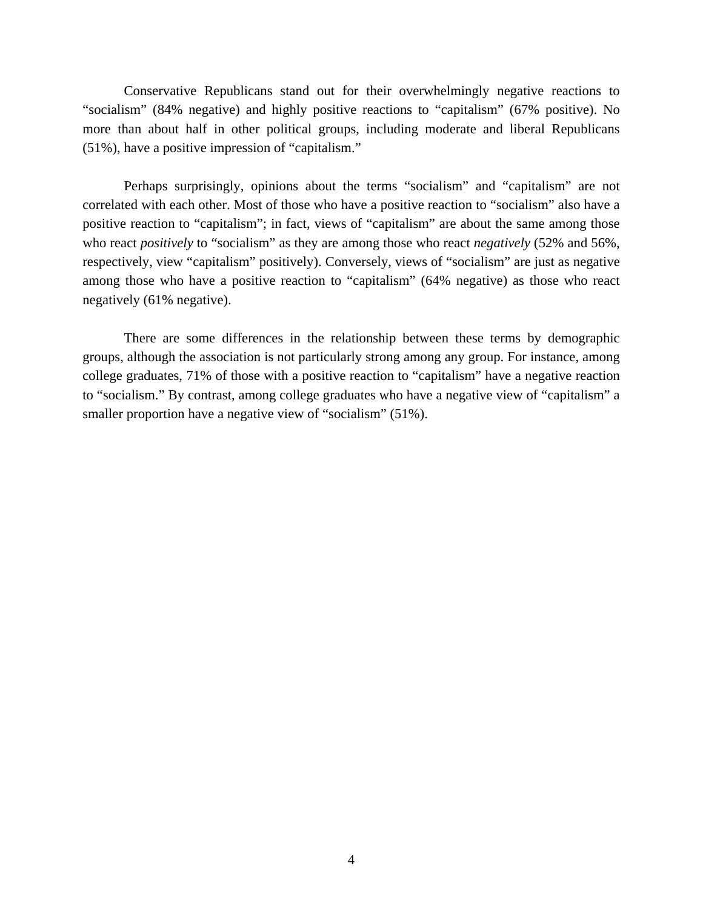Conservative Republicans stand out for their overwhelmingly negative reactions to “socialism” (84% negative) and highly positive reactions to “capitalism” (67% positive). No more than about half in other political groups, including moderate and liberal Republicans (51%), have a positive impression of “capitalism.”

Perhaps surprisingly, opinions about the terms “socialism” and “capitalism” are not correlated with each other. Most of those who have a positive reaction to “socialism” also have a positive reaction to “capitalism”; in fact, views of “capitalism” are about the same among those who react *positively* to “socialism” as they are among those who react *negatively* (52% and 56%, respectively, view “capitalism” positively). Conversely, views of “socialism” are just as negative among those who have a positive reaction to “capitalism” (64% negative) as those who react negatively (61% negative).

There are some differences in the relationship between these terms by demographic groups, although the association is not particularly strong among any group. For instance, among college graduates, 71% of those with a positive reaction to “capitalism” have a negative reaction to “socialism.” By contrast, among college graduates who have a negative view of “capitalism” a smaller proportion have a negative view of “socialism” (51%).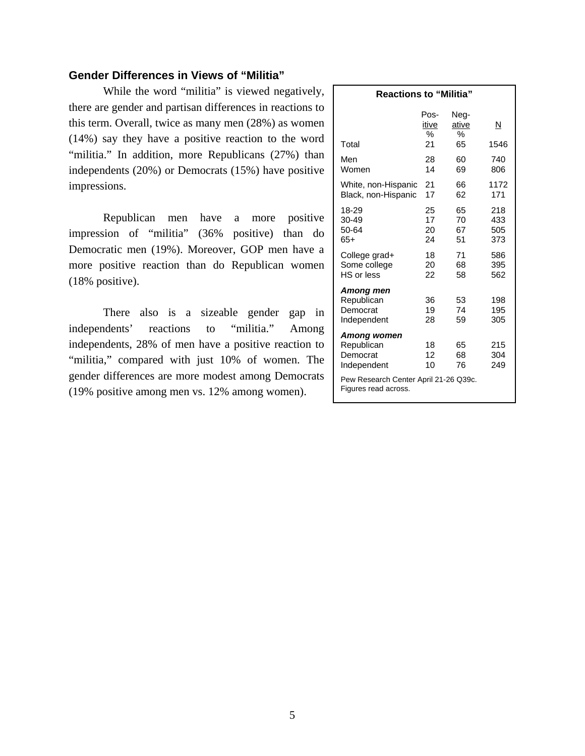## Gender Differences in Views of "Militia"

While the word "militia" is viewed negatively, there are gender and partisan differences in reactions to this term. Overall, twice as many men (28%) as women (14%) say they have a positive reaction to the word "militia." In addition, more Republicans (27%) than independents (20%) or Democrats (15%) have positive impressions.

Republican men have a more positive impression of "militia" (36% positive) than do Democratic men (19%). Moreover, GOP men have a more positive reaction than do Republican women (18% positive).

There also is a sizeable gender gap in independents' reactions to "militia." Among independents, 28% of men have a positive reaction to "militia," compared with just 10% of women. The gender differences are more modest among Democrats (19% positive among men vs. 12% among women).

**Reactions to "Militia"**

| | Positive % | Negative % | N |
|---|---|---|---|
| Total | 21 | 65 | 1546 |
| Men | 28 | 60 | 740 |
| Women | 14 | 69 | 806 |
| White, non-Hispanic | 21 | 66 | 1172 |
| Black, non-Hispanic | 17 | 62 | 171 |
| 18-29 | 25 | 65 | 218 |
| 30-49 | 17 | 70 | 433 |
| 50-64 | 20 | 67 | 505 |
| 65+ | 24 | 51 | 373 |
| College grad+ | 18 | 71 | 586 |
| Some college | 20 | 68 | 395 |
| HS or less | 22 | 58 | 562 |
| ***Among men*** | | | |
| Republican | 36 | 53 | 198 |
| Democrat | 19 | 74 | 195 |
| Independent | 28 | 59 | 305 |
| ***Among women*** | | | |
| Republican | 18 | 65 | 215 |
| Democrat | 12 | 68 | 304 |
| Independent | 10 | 76 | 249 |

Pew Research Center April 21-26 Q39c.
Figures read across.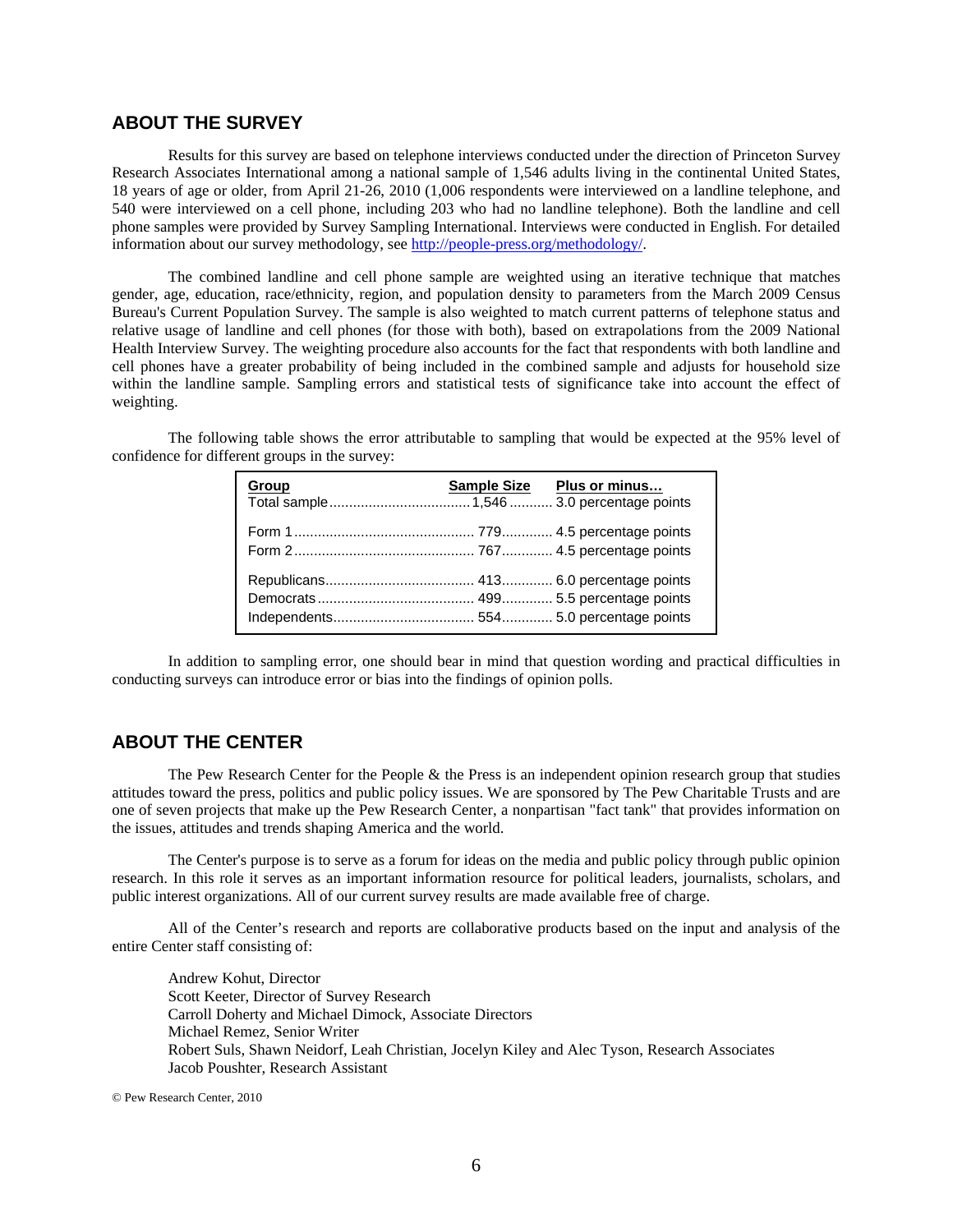## ABOUT THE SURVEY

Results for this survey are based on telephone interviews conducted under the direction of Princeton Survey Research Associates International among a national sample of 1,546 adults living in the continental United States, 18 years of age or older, from April 21-26, 2010 (1,006 respondents were interviewed on a landline telephone, and 540 were interviewed on a cell phone, including 203 who had no landline telephone). Both the landline and cell phone samples were provided by Survey Sampling International. Interviews were conducted in English. For detailed information about our survey methodology, see http://people-press.org/methodology/.

The combined landline and cell phone sample are weighted using an iterative technique that matches gender, age, education, race/ethnicity, region, and population density to parameters from the March 2009 Census Bureau's Current Population Survey. The sample is also weighted to match current patterns of telephone status and relative usage of landline and cell phones (for those with both), based on extrapolations from the 2009 National Health Interview Survey. The weighting procedure also accounts for the fact that respondents with both landline and cell phones have a greater probability of being included in the combined sample and adjusts for household size within the landline sample. Sampling errors and statistical tests of significance take into account the effect of weighting.

The following table shows the error attributable to sampling that would be expected at the 95% level of confidence for different groups in the survey:

| Group | Sample Size | Plus or minus… |
|---|---|---|
| Total sample | 1,546 | 3.0 percentage points |
| Form 1 | 779 | 4.5 percentage points |
| Form 2 | 767 | 4.5 percentage points |
| Republicans | 413 | 6.0 percentage points |
| Democrats | 499 | 5.5 percentage points |
| Independents | 554 | 5.0 percentage points |

In addition to sampling error, one should bear in mind that question wording and practical difficulties in conducting surveys can introduce error or bias into the findings of opinion polls.

## ABOUT THE CENTER

The Pew Research Center for the People & the Press is an independent opinion research group that studies attitudes toward the press, politics and public policy issues. We are sponsored by The Pew Charitable Trusts and are one of seven projects that make up the Pew Research Center, a nonpartisan "fact tank" that provides information on the issues, attitudes and trends shaping America and the world.

The Center's purpose is to serve as a forum for ideas on the media and public policy through public opinion research. In this role it serves as an important information resource for political leaders, journalists, scholars, and public interest organizations. All of our current survey results are made available free of charge.

All of the Center's research and reports are collaborative products based on the input and analysis of the entire Center staff consisting of:

Andrew Kohut, Director
Scott Keeter, Director of Survey Research
Carroll Doherty and Michael Dimock, Associate Directors
Michael Remez, Senior Writer
Robert Suls, Shawn Neidorf, Leah Christian, Jocelyn Kiley and Alec Tyson, Research Associates
Jacob Poushter, Research Assistant

© Pew Research Center, 2010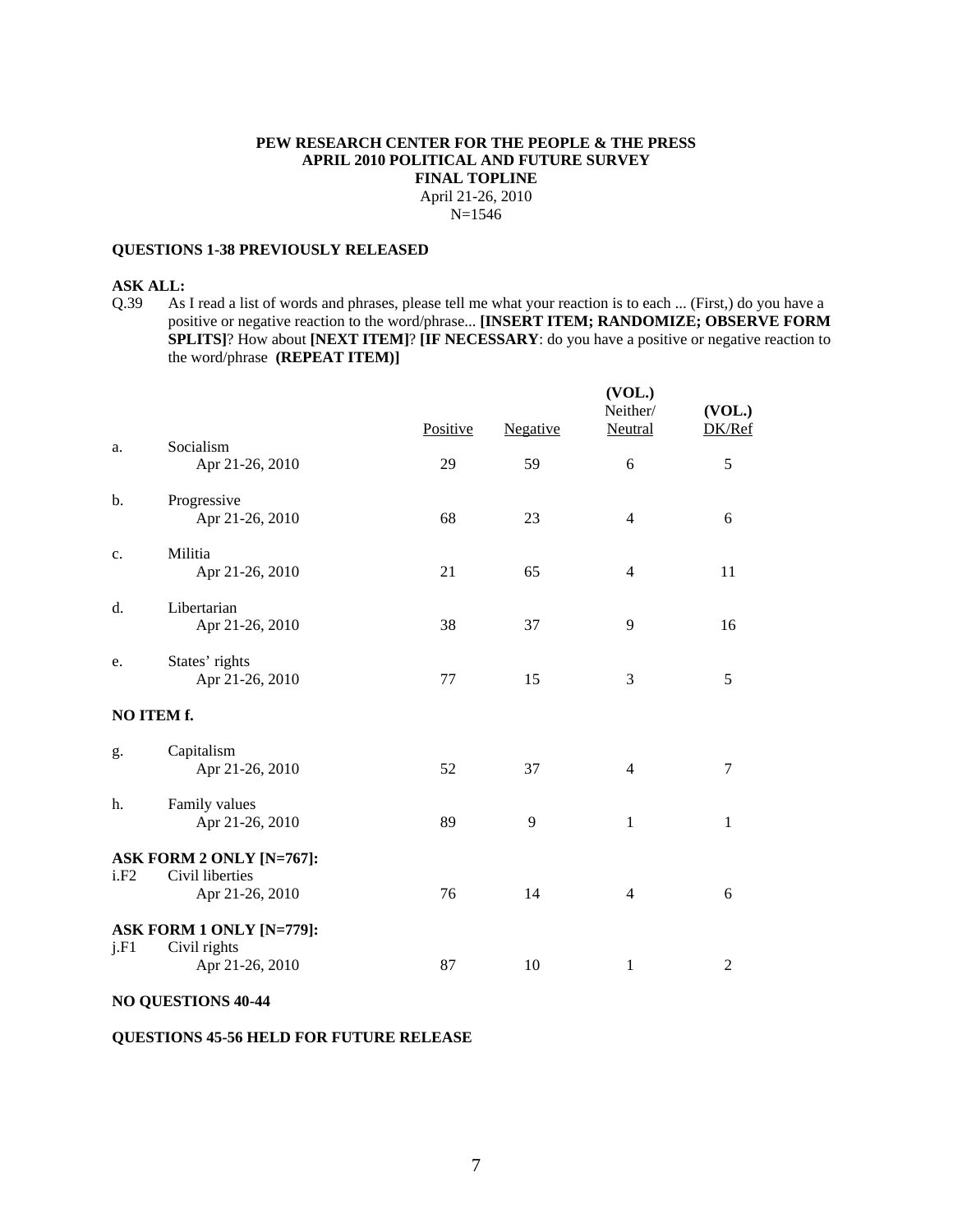**PEW RESEARCH CENTER FOR THE PEOPLE & THE PRESS**
**APRIL 2010 POLITICAL AND FUTURE SURVEY**
**FINAL TOPLINE**
April 21-26, 2010
N=1546

**QUESTIONS 1-38 PREVIOUSLY RELEASED**

**ASK ALL:**

Q.39 As I read a list of words and phrases, please tell me what your reaction is to each ... (First,) do you have a positive or negative reaction to the word/phrase... **[INSERT ITEM; RANDOMIZE; OBSERVE FORM SPLITS]**? How about **[NEXT ITEM]**? **[IF NECESSARY**: do you have a positive or negative reaction to the word/phrase **(REPEAT ITEM)]**

| | | Positive | Negative | (VOL.) Neither/ Neutral | (VOL.) DK/Ref |
|---|---|---|---|---|---|
| a. | Socialism | | | | |
| | Apr 21-26, 2010 | 29 | 59 | 6 | 5 |
| b. | Progressive | | | | |
| | Apr 21-26, 2010 | 68 | 23 | 4 | 6 |
| c. | Militia | | | | |
| | Apr 21-26, 2010 | 21 | 65 | 4 | 11 |
| d. | Libertarian | | | | |
| | Apr 21-26, 2010 | 38 | 37 | 9 | 16 |
| e. | States' rights | | | | |
| | Apr 21-26, 2010 | 77 | 15 | 3 | 5 |
| **NO ITEM f.** | | | | | |
| g. | Capitalism | | | | |
| | Apr 21-26, 2010 | 52 | 37 | 4 | 7 |
| h. | Family values | | | | |
| | Apr 21-26, 2010 | 89 | 9 | 1 | 1 |
| **ASK FORM 2 ONLY [N=767]:** | | | | | |
| i.F2 | Civil liberties | | | | |
| | Apr 21-26, 2010 | 76 | 14 | 4 | 6 |
| **ASK FORM 1 ONLY [N=779]:** | | | | | |
| j.F1 | Civil rights | | | | |
| | Apr 21-26, 2010 | 87 | 10 | 1 | 2 |

**NO QUESTIONS 40-44**

**QUESTIONS 45-56 HELD FOR FUTURE RELEASE**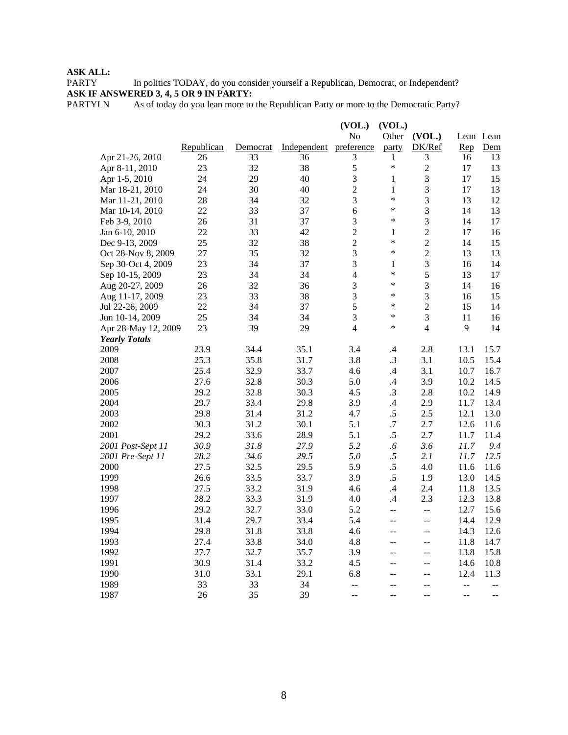**ASK ALL:**
PARTY In politics TODAY, do you consider yourself a Republican, Democrat, or Independent?
**ASK IF ANSWERED 3, 4, 5 OR 9 IN PARTY:**
PARTYLN As of today do you lean more to the Republican Party or more to the Democratic Party?

| | Republican | Democrat | Independent | (VOL.) No preference | (VOL.) Other party | (VOL.) DK/Ref | Lean Rep | Lean Dem |
|---|---|---|---|---|---|---|---|---|
| Apr 21-26, 2010 | 26 | 33 | 36 | 3 | 1 | 3 | 16 | 13 |
| Apr 8-11, 2010 | 23 | 32 | 38 | 5 | * | 2 | 17 | 13 |
| Apr 1-5, 2010 | 24 | 29 | 40 | 3 | 1 | 3 | 17 | 15 |
| Mar 18-21, 2010 | 24 | 30 | 40 | 2 | 1 | 3 | 17 | 13 |
| Mar 11-21, 2010 | 28 | 34 | 32 | 3 | * | 3 | 13 | 12 |
| Mar 10-14, 2010 | 22 | 33 | 37 | 6 | * | 3 | 14 | 13 |
| Feb 3-9, 2010 | 26 | 31 | 37 | 3 | * | 3 | 14 | 17 |
| Jan 6-10, 2010 | 22 | 33 | 42 | 2 | 1 | 2 | 17 | 16 |
| Dec 9-13, 2009 | 25 | 32 | 38 | 2 | * | 2 | 14 | 15 |
| Oct 28-Nov 8, 2009 | 27 | 35 | 32 | 3 | * | 2 | 13 | 13 |
| Sep 30-Oct 4, 2009 | 23 | 34 | 37 | 3 | 1 | 3 | 16 | 14 |
| Sep 10-15, 2009 | 23 | 34 | 34 | 4 | * | 5 | 13 | 17 |
| Aug 20-27, 2009 | 26 | 32 | 36 | 3 | * | 3 | 14 | 16 |
| Aug 11-17, 2009 | 23 | 33 | 38 | 3 | * | 3 | 16 | 15 |
| Jul 22-26, 2009 | 22 | 34 | 37 | 5 | * | 2 | 15 | 14 |
| Jun 10-14, 2009 | 25 | 34 | 34 | 3 | * | 3 | 11 | 16 |
| Apr 28-May 12, 2009 | 23 | 39 | 29 | 4 | * | 4 | 9 | 14 |
| ***Yearly Totals*** | | | | | | | | |
| 2009 | 23.9 | 34.4 | 35.1 | 3.4 | .4 | 2.8 | 13.1 | 15.7 |
| 2008 | 25.3 | 35.8 | 31.7 | 3.8 | .3 | 3.1 | 10.5 | 15.4 |
| 2007 | 25.4 | 32.9 | 33.7 | 4.6 | .4 | 3.1 | 10.7 | 16.7 |
| 2006 | 27.6 | 32.8 | 30.3 | 5.0 | .4 | 3.9 | 10.2 | 14.5 |
| 2005 | 29.2 | 32.8 | 30.3 | 4.5 | .3 | 2.8 | 10.2 | 14.9 |
| 2004 | 29.7 | 33.4 | 29.8 | 3.9 | .4 | 2.9 | 11.7 | 13.4 |
| 2003 | 29.8 | 31.4 | 31.2 | 4.7 | .5 | 2.5 | 12.1 | 13.0 |
| 2002 | 30.3 | 31.2 | 30.1 | 5.1 | .7 | 2.7 | 12.6 | 11.6 |
| 2001 | 29.2 | 33.6 | 28.9 | 5.1 | .5 | 2.7 | 11.7 | 11.4 |
| *2001 Post-Sept 11* | *30.9* | *31.8* | *27.9* | *5.2* | *.6* | *3.6* | *11.7* | *9.4* |
| *2001 Pre-Sept 11* | *28.2* | *34.6* | *29.5* | *5.0* | *.5* | *2.1* | *11.7* | *12.5* |
| 2000 | 27.5 | 32.5 | 29.5 | 5.9 | .5 | 4.0 | 11.6 | 11.6 |
| 1999 | 26.6 | 33.5 | 33.7 | 3.9 | .5 | 1.9 | 13.0 | 14.5 |
| 1998 | 27.5 | 33.2 | 31.9 | 4.6 | .4 | 2.4 | 11.8 | 13.5 |
| 1997 | 28.2 | 33.3 | 31.9 | 4.0 | .4 | 2.3 | 12.3 | 13.8 |
| 1996 | 29.2 | 32.7 | 33.0 | 5.2 | -- | -- | 12.7 | 15.6 |
| 1995 | 31.4 | 29.7 | 33.4 | 5.4 | -- | -- | 14.4 | 12.9 |
| 1994 | 29.8 | 31.8 | 33.8 | 4.6 | -- | -- | 14.3 | 12.6 |
| 1993 | 27.4 | 33.8 | 34.0 | 4.8 | -- | -- | 11.8 | 14.7 |
| 1992 | 27.7 | 32.7 | 35.7 | 3.9 | -- | -- | 13.8 | 15.8 |
| 1991 | 30.9 | 31.4 | 33.2 | 4.5 | -- | -- | 14.6 | 10.8 |
| 1990 | 31.0 | 33.1 | 29.1 | 6.8 | -- | -- | 12.4 | 11.3 |
| 1989 | 33 | 33 | 34 | -- | -- | -- | -- | -- |
| 1987 | 26 | 35 | 39 | -- | -- | -- | -- | -- |